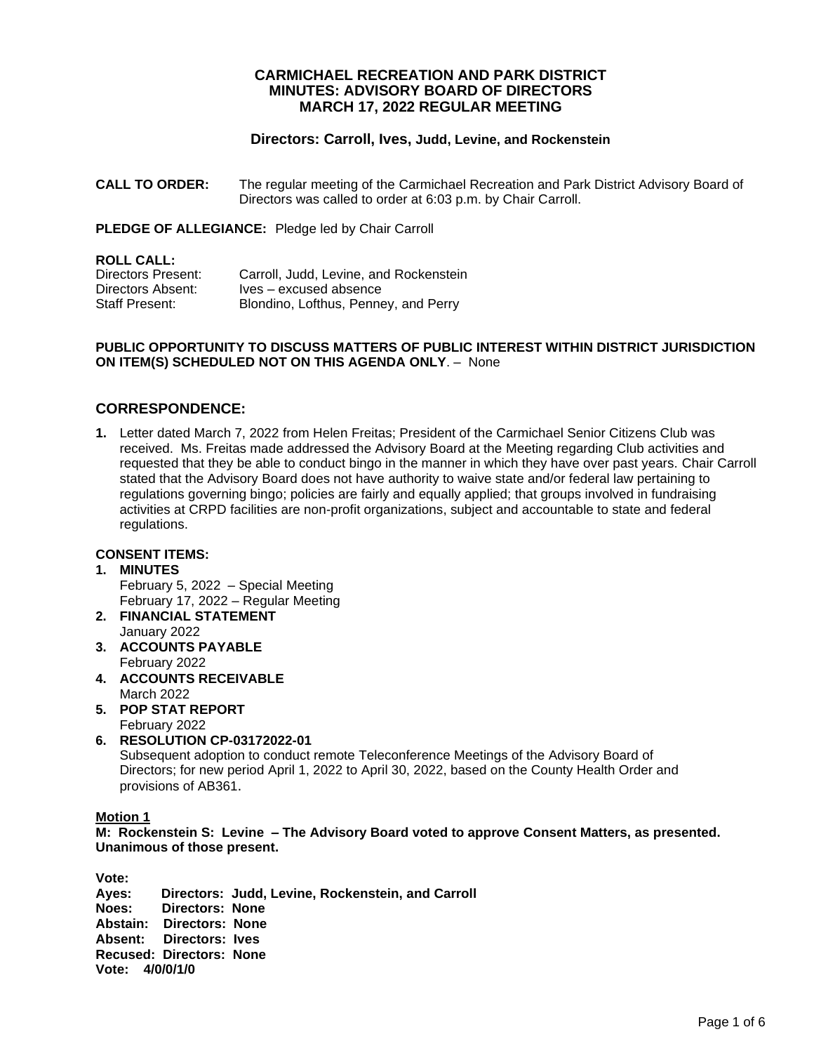# CARMICHAEL RECREATION AND PARK DISTRICT
# MINUTES: ADVISORY BOARD OF DIRECTORS
# MARCH 17, 2022 REGULAR MEETING

**Directors: Carroll, Ives, Judd, Levine, and Rockenstein**

**CALL TO ORDER:** The regular meeting of the Carmichael Recreation and Park District Advisory Board of Directors was called to order at 6:03 p.m. by Chair Carroll.

**PLEDGE OF ALLEGIANCE:** Pledge led by Chair Carroll

**ROLL CALL:**
Directors Present: Carroll, Judd, Levine, and Rockenstein
Directors Absent: Ives – excused absence
Staff Present: Blondino, Lofthus, Penney, and Perry

**PUBLIC OPPORTUNITY TO DISCUSS MATTERS OF PUBLIC INTEREST WITHIN DISTRICT JURISDICTION ON ITEM(S) SCHEDULED NOT ON THIS AGENDA ONLY**. – None

## CORRESPONDENCE:

**1.** Letter dated March 7, 2022 from Helen Freitas; President of the Carmichael Senior Citizens Club was received. Ms. Freitas made addressed the Advisory Board at the Meeting regarding Club activities and requested that they be able to conduct bingo in the manner in which they have over past years. Chair Carroll stated that the Advisory Board does not have authority to waive state and/or federal law pertaining to regulations governing bingo; policies are fairly and equally applied; that groups involved in fundraising activities at CRPD facilities are non-profit organizations, subject and accountable to state and federal regulations.

**CONSENT ITEMS:**

1. **MINUTES**
   February 5, 2022 – Special Meeting
   February 17, 2022 – Regular Meeting
2. **FINANCIAL STATEMENT**
   January 2022
3. **ACCOUNTS PAYABLE**
   February 2022
4. **ACCOUNTS RECEIVABLE**
   March 2022
5. **POP STAT REPORT**
   February 2022
6. **RESOLUTION CP-03172022-01**
   Subsequent adoption to conduct remote Teleconference Meetings of the Advisory Board of Directors; for new period April 1, 2022 to April 30, 2022, based on the County Health Order and provisions of AB361.

**Motion 1**

**M: Rockenstein S: Levine – The Advisory Board voted to approve Consent Matters, as presented. Unanimous of those present.**

**Vote:**
**Ayes: Directors: Judd, Levine, Rockenstein, and Carroll**
**Noes: Directors: None**
**Abstain: Directors: None**
**Absent: Directors: Ives**
**Recused: Directors: None**
**Vote: 4/0/0/1/0**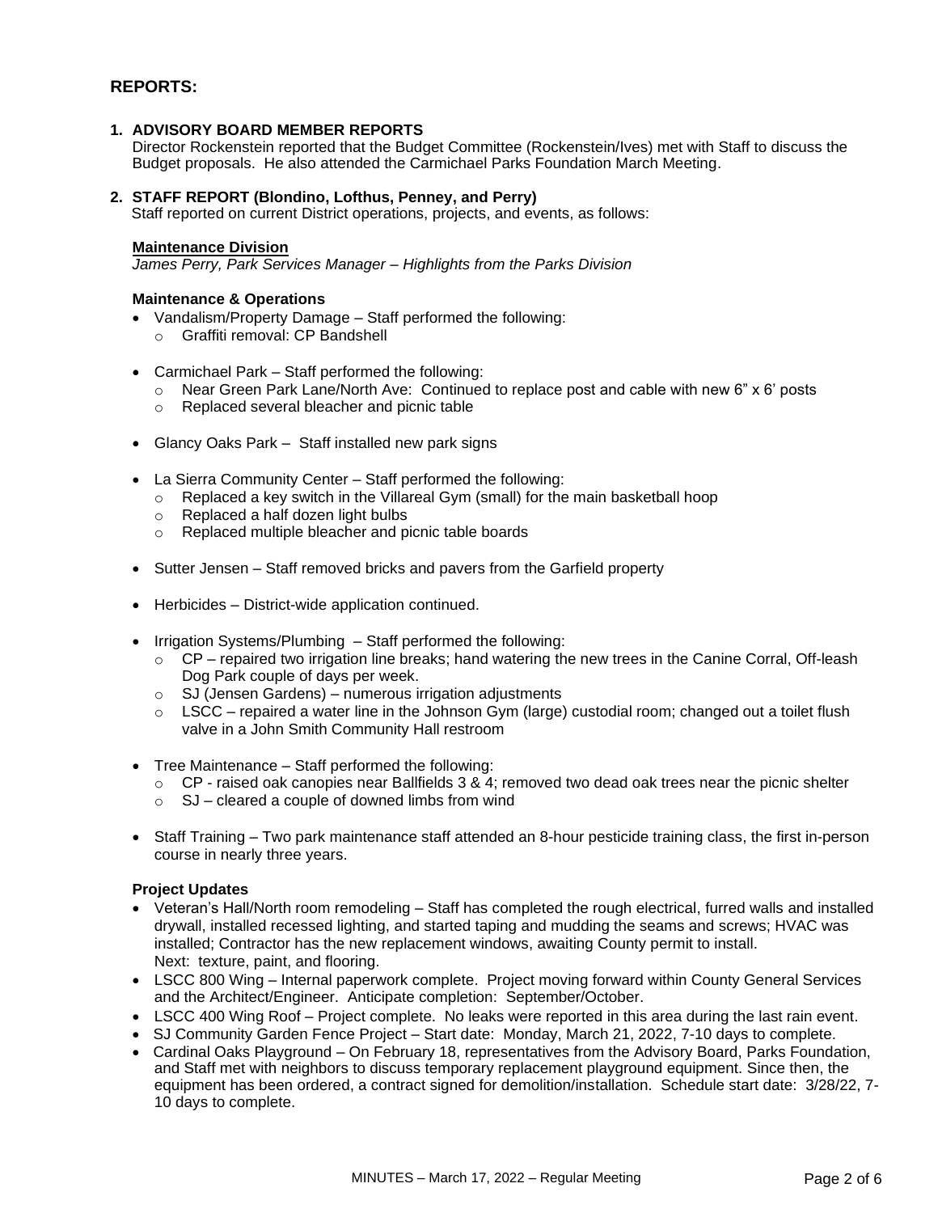## REPORTS:

### 1. ADVISORY BOARD MEMBER REPORTS

Director Rockenstein reported that the Budget Committee (Rockenstein/Ives) met with Staff to discuss the Budget proposals. He also attended the Carmichael Parks Foundation March Meeting.

### 2. STAFF REPORT (Blondino, Lofthus, Penney, and Perry)

Staff reported on current District operations, projects, and events, as follows:

**Maintenance Division**

*James Perry, Park Services Manager – Highlights from the Parks Division*

**Maintenance & Operations**

- Vandalism/Property Damage – Staff performed the following:
  - Graffiti removal: CP Bandshell
- Carmichael Park – Staff performed the following:
  - Near Green Park Lane/North Ave: Continued to replace post and cable with new 6" x 6' posts
  - Replaced several bleacher and picnic table
- Glancy Oaks Park – Staff installed new park signs
- La Sierra Community Center – Staff performed the following:
  - Replaced a key switch in the Villareal Gym (small) for the main basketball hoop
  - Replaced a half dozen light bulbs
  - Replaced multiple bleacher and picnic table boards
- Sutter Jensen – Staff removed bricks and pavers from the Garfield property
- Herbicides – District-wide application continued.
- Irrigation Systems/Plumbing – Staff performed the following:
  - CP – repaired two irrigation line breaks; hand watering the new trees in the Canine Corral, Off-leash Dog Park couple of days per week.
  - SJ (Jensen Gardens) – numerous irrigation adjustments
  - LSCC – repaired a water line in the Johnson Gym (large) custodial room; changed out a toilet flush valve in a John Smith Community Hall restroom
- Tree Maintenance – Staff performed the following:
  - CP - raised oak canopies near Ballfields 3 & 4; removed two dead oak trees near the picnic shelter
  - SJ – cleared a couple of downed limbs from wind
- Staff Training – Two park maintenance staff attended an 8-hour pesticide training class, the first in-person course in nearly three years.

**Project Updates**

- Veteran's Hall/North room remodeling – Staff has completed the rough electrical, furred walls and installed drywall, installed recessed lighting, and started taping and mudding the seams and screws; HVAC was installed; Contractor has the new replacement windows, awaiting County permit to install.
  Next: texture, paint, and flooring.
- LSCC 800 Wing – Internal paperwork complete. Project moving forward within County General Services and the Architect/Engineer. Anticipate completion: September/October.
- LSCC 400 Wing Roof – Project complete. No leaks were reported in this area during the last rain event.
- SJ Community Garden Fence Project – Start date: Monday, March 21, 2022, 7-10 days to complete.
- Cardinal Oaks Playground – On February 18, representatives from the Advisory Board, Parks Foundation, and Staff met with neighbors to discuss temporary replacement playground equipment. Since then, the equipment has been ordered, a contract signed for demolition/installation. Schedule start date: 3/28/22, 7-10 days to complete.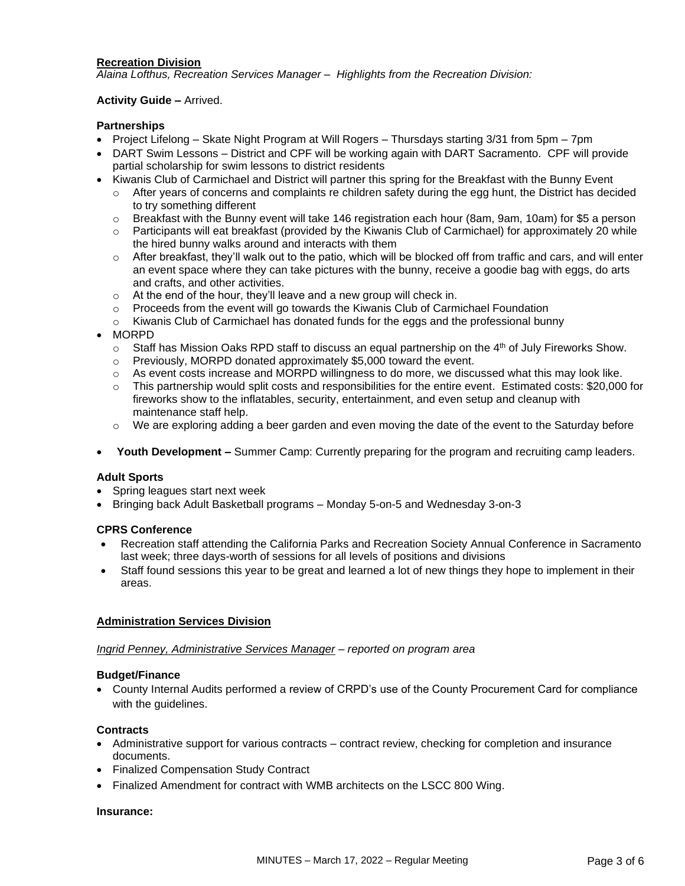**<u>Recreation Division</u>**

*Alaina Lofthus, Recreation Services Manager – Highlights from the Recreation Division:*

**Activity Guide –** Arrived.

**Partnerships**

- Project Lifelong – Skate Night Program at Will Rogers – Thursdays starting 3/31 from 5pm – 7pm
- DART Swim Lessons – District and CPF will be working again with DART Sacramento. CPF will provide partial scholarship for swim lessons to district residents
- Kiwanis Club of Carmichael and District will partner this spring for the Breakfast with the Bunny Event
  - After years of concerns and complaints re children safety during the egg hunt, the District has decided to try something different
  - Breakfast with the Bunny event will take 146 registration each hour (8am, 9am, 10am) for $5 a person
  - Participants will eat breakfast (provided by the Kiwanis Club of Carmichael) for approximately 20 while the hired bunny walks around and interacts with them
  - After breakfast, they'll walk out to the patio, which will be blocked off from traffic and cars, and will enter an event space where they can take pictures with the bunny, receive a goodie bag with eggs, do arts and crafts, and other activities.
  - At the end of the hour, they'll leave and a new group will check in.
  - Proceeds from the event will go towards the Kiwanis Club of Carmichael Foundation
  - Kiwanis Club of Carmichael has donated funds for the eggs and the professional bunny
- MORPD
  - Staff has Mission Oaks RPD staff to discuss an equal partnership on the 4th of July Fireworks Show.
  - Previously, MORPD donated approximately $5,000 toward the event.
  - As event costs increase and MORPD willingness to do more, we discussed what this may look like.
  - This partnership would split costs and responsibilities for the entire event. Estimated costs: $20,000 for fireworks show to the inflatables, security, entertainment, and even setup and cleanup with maintenance staff help.
  - We are exploring adding a beer garden and even moving the date of the event to the Saturday before

- **Youth Development –** Summer Camp: Currently preparing for the program and recruiting camp leaders.

**Adult Sports**

- Spring leagues start next week
- Bringing back Adult Basketball programs – Monday 5-on-5 and Wednesday 3-on-3

**CPRS Conference**

- Recreation staff attending the California Parks and Recreation Society Annual Conference in Sacramento last week; three days-worth of sessions for all levels of positions and divisions
- Staff found sessions this year to be great and learned a lot of new things they hope to implement in their areas.

**<u>Administration Services Division</u>**

*<u>Ingrid Penney, Administrative Services Manager</u> – reported on program area*

**Budget/Finance**

- County Internal Audits performed a review of CRPD's use of the County Procurement Card for compliance with the guidelines.

**Contracts**

- Administrative support for various contracts – contract review, checking for completion and insurance documents.
- Finalized Compensation Study Contract
- Finalized Amendment for contract with WMB architects on the LSCC 800 Wing.

**Insurance:**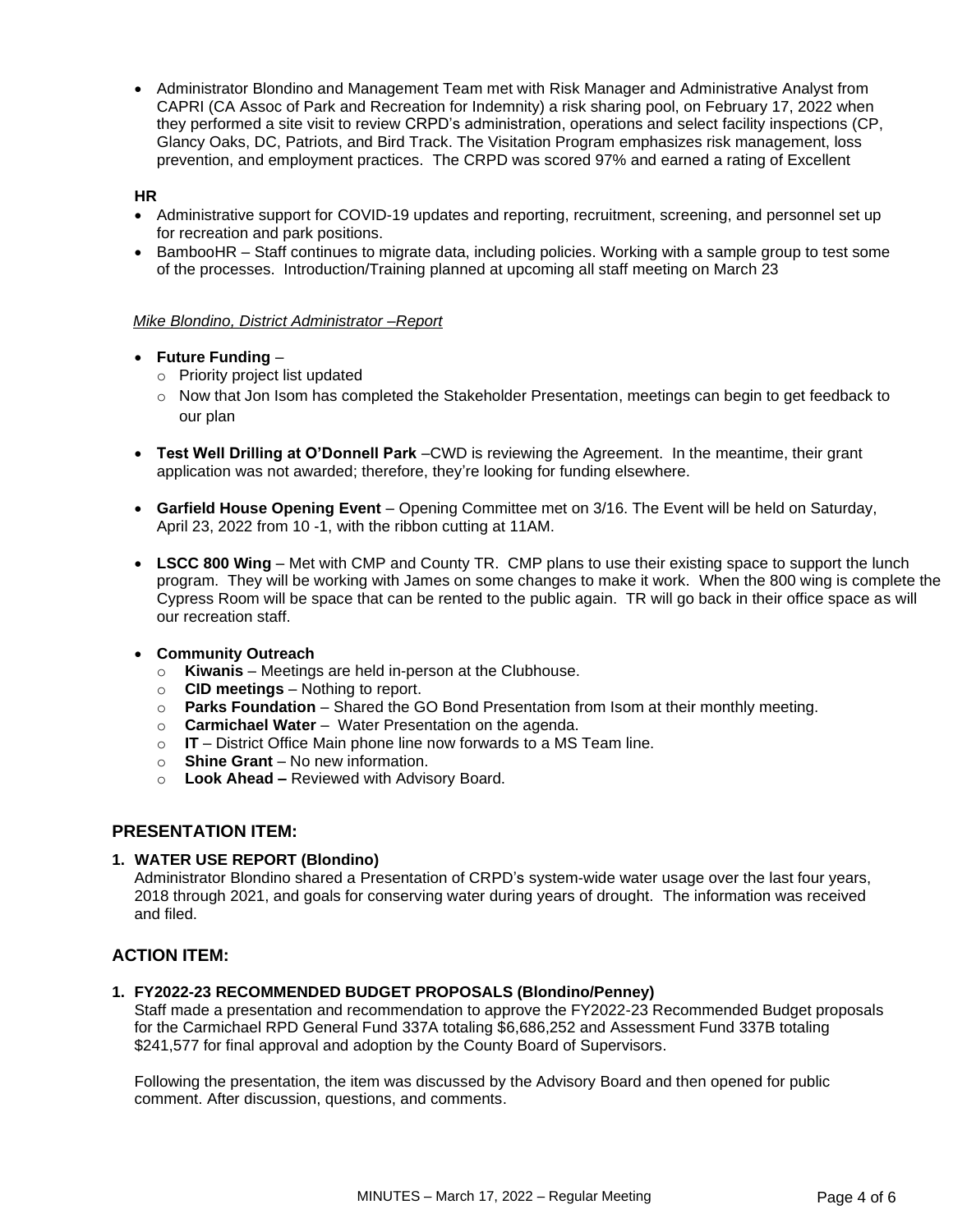- Administrator Blondino and Management Team met with Risk Manager and Administrative Analyst from CAPRI (CA Assoc of Park and Recreation for Indemnity) a risk sharing pool, on February 17, 2022 when they performed a site visit to review CRPD's administration, operations and select facility inspections (CP, Glancy Oaks, DC, Patriots, and Bird Track. The Visitation Program emphasizes risk management, loss prevention, and employment practices. The CRPD was scored 97% and earned a rating of Excellent

**HR**

- Administrative support for COVID-19 updates and reporting, recruitment, screening, and personnel set up for recreation and park positions.
- BambooHR – Staff continues to migrate data, including policies. Working with a sample group to test some of the processes. Introduction/Training planned at upcoming all staff meeting on March 23

*Mike Blondino, District Administrator –Report*

- **Future Funding** –
  - Priority project list updated
  - Now that Jon Isom has completed the Stakeholder Presentation, meetings can begin to get feedback to our plan

- **Test Well Drilling at O'Donnell Park** –CWD is reviewing the Agreement. In the meantime, their grant application was not awarded; therefore, they're looking for funding elsewhere.

- **Garfield House Opening Event** – Opening Committee met on 3/16. The Event will be held on Saturday, April 23, 2022 from 10 -1, with the ribbon cutting at 11AM.

- **LSCC 800 Wing** – Met with CMP and County TR. CMP plans to use their existing space to support the lunch program. They will be working with James on some changes to make it work. When the 800 wing is complete the Cypress Room will be space that can be rented to the public again. TR will go back in their office space as will our recreation staff.

- **Community Outreach**
  - **Kiwanis** – Meetings are held in-person at the Clubhouse.
  - **CID meetings** – Nothing to report.
  - **Parks Foundation** – Shared the GO Bond Presentation from Isom at their monthly meeting.
  - **Carmichael Water** – Water Presentation on the agenda.
  - **IT** – District Office Main phone line now forwards to a MS Team line.
  - **Shine Grant** – No new information.
  - **Look Ahead –** Reviewed with Advisory Board.

## PRESENTATION ITEM:

**1. WATER USE REPORT (Blondino)**

Administrator Blondino shared a Presentation of CRPD's system-wide water usage over the last four years, 2018 through 2021, and goals for conserving water during years of drought. The information was received and filed.

## ACTION ITEM:

**1. FY2022-23 RECOMMENDED BUDGET PROPOSALS (Blondino/Penney)**

Staff made a presentation and recommendation to approve the FY2022-23 Recommended Budget proposals for the Carmichael RPD General Fund 337A totaling $6,686,252 and Assessment Fund 337B totaling $241,577 for final approval and adoption by the County Board of Supervisors.

Following the presentation, the item was discussed by the Advisory Board and then opened for public comment. After discussion, questions, and comments.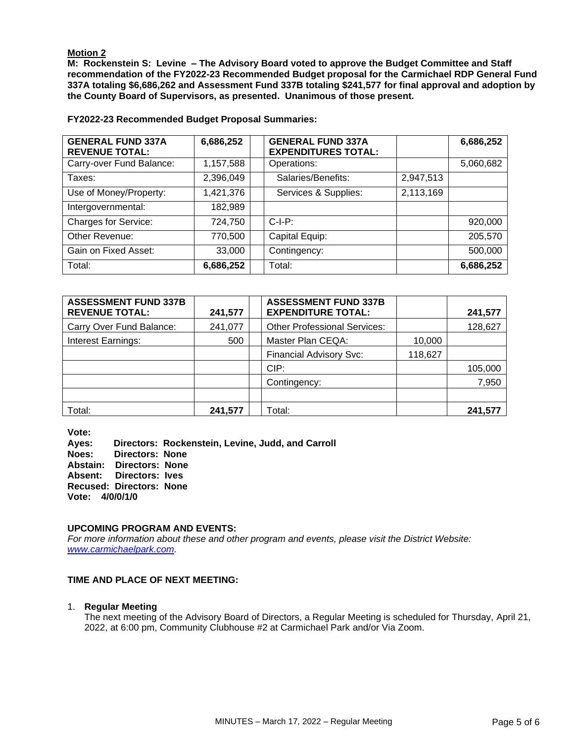**Motion 2**

**M: Rockenstein S: Levine – The Advisory Board voted to approve the Budget Committee and Staff recommendation of the FY2022-23 Recommended Budget proposal for the Carmichael RDP General Fund 337A totaling $6,686,262 and Assessment Fund 337B totaling $241,577 for final approval and adoption by the County Board of Supervisors, as presented. Unanimous of those present.**

**FY2022-23 Recommended Budget Proposal Summaries:**

| **GENERAL FUND 337A REVENUE TOTAL:** | **6,686,252** | | **GENERAL FUND 337A EXPENDITURES TOTAL:** | | **6,686,252** |
|---|---|---|---|---|---|
| Carry-over Fund Balance: | 1,157,588 | | Operations: | | 5,060,682 |
| Taxes: | 2,396,049 | | Salaries/Benefits: | 2,947,513 | |
| Use of Money/Property: | 1,421,376 | | Services & Supplies: | 2,113,169 | |
| Intergovernmental: | 182,989 | | | | |
| Charges for Service: | 724,750 | | C-I-P: | | 920,000 |
| Other Revenue: | 770,500 | | Capital Equip: | | 205,570 |
| Gain on Fixed Asset: | 33,000 | | Contingency: | | 500,000 |
| Total: | **6,686,252** | | Total: | | **6,686,252** |

| **ASSESSMENT FUND 337B REVENUE TOTAL:** | **241,577** | | **ASSESSMENT FUND 337B EXPENDITURE TOTAL:** | | **241,577** |
|---|---|---|---|---|---|
| Carry Over Fund Balance: | 241,077 | | Other Professional Services: | | 128,627 |
| Interest Earnings: | 500 | | Master Plan CEQA: | 10,000 | |
| | | | Financial Advisory Svc: | 118,627 | |
| | | | CIP: | | 105,000 |
| | | | Contingency: | | 7,950 |
| | | | | | |
| Total: | **241,577** | | Total: | | **241,577** |

**Vote:**
**Ayes: Directors: Rockenstein, Levine, Judd, and Carroll**
**Noes: Directors: None**
**Abstain: Directors: None**
**Absent: Directors: Ives**
**Recused: Directors: None**
**Vote: 4/0/0/1/0**

**UPCOMING PROGRAM AND EVENTS:**

*For more information about these and other program and events, please visit the District Website: [www.carmichaelpark.com](http://www.carmichaelpark.com).*

**TIME AND PLACE OF NEXT MEETING:**

1. **Regular Meeting**
   The next meeting of the Advisory Board of Directors, a Regular Meeting is scheduled for Thursday, April 21, 2022, at 6:00 pm, Community Clubhouse #2 at Carmichael Park and/or Via Zoom.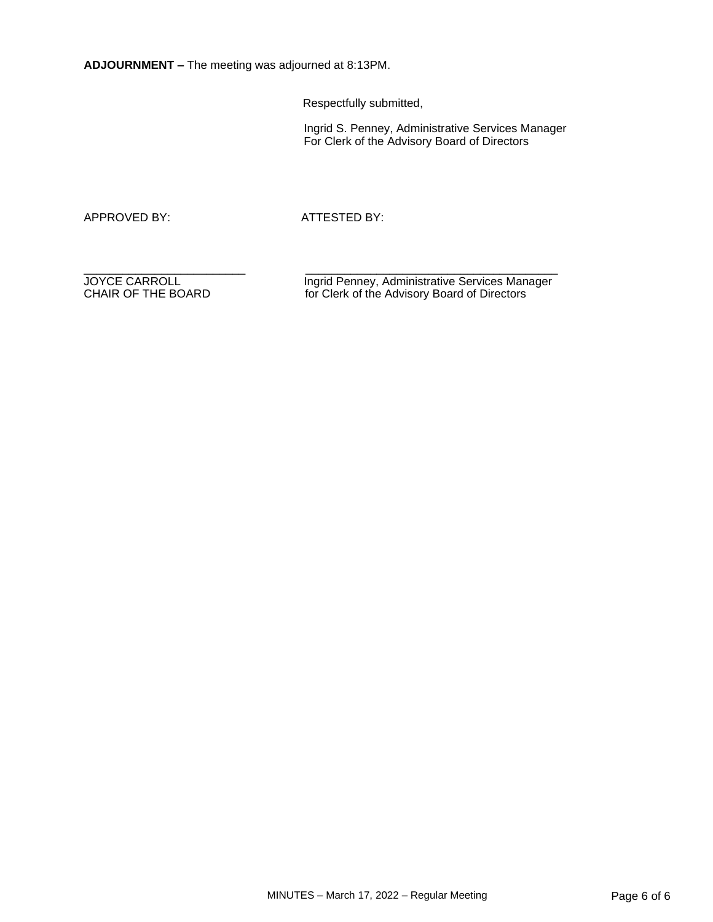**ADJOURNMENT –** The meeting was adjourned at 8:13PM.

Respectfully submitted,

Ingrid S. Penney, Administrative Services Manager
For Clerk of the Advisory Board of Directors

APPROVED BY: ATTESTED BY:

| | |
|---|---|
| _________________________ | _______________________________________ |
| JOYCE CARROLL | Ingrid Penney, Administrative Services Manager |
| CHAIR OF THE BOARD | for Clerk of the Advisory Board of Directors |

MINUTES – March 17, 2022 – Regular Meeting